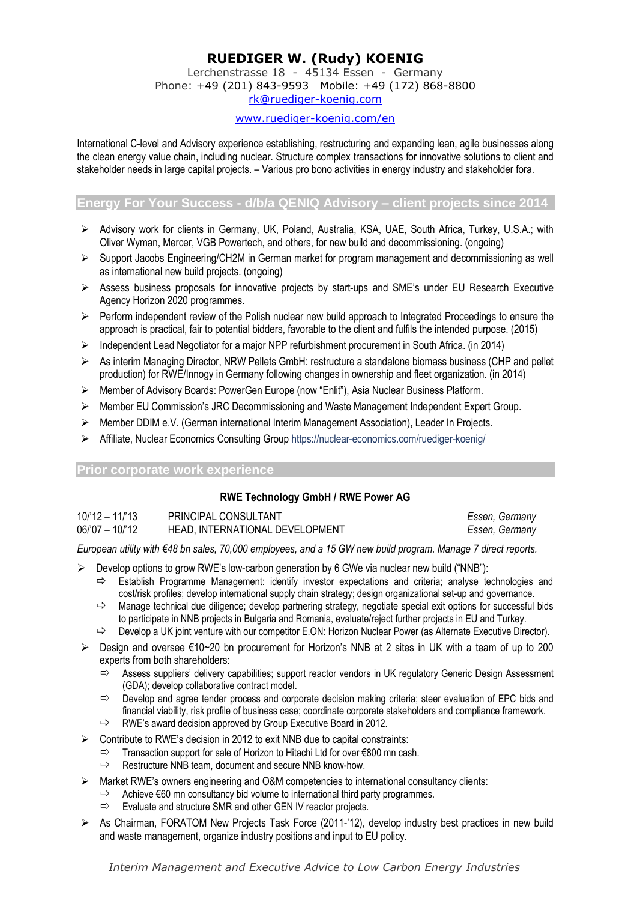# RUEDIGER W. (Rudy) KOENIG

Lerchenstrasse 18 - 45134 Essen - Germany
Phone: +49 (201) 843-9593 Mobile: +49 (172) 868-8800
rk@ruediger-koenig.com

www.ruediger-koenig.com/en

International C-level and Advisory experience establishing, restructuring and expanding lean, agile businesses along the clean energy value chain, including nuclear. Structure complex transactions for innovative solutions to client and stakeholder needs in large capital projects. – Various pro bono activities in energy industry and stakeholder fora.

## Energy For Your Success - d/b/a QENIQ Advisory – client projects since 2014

- Advisory work for clients in Germany, UK, Poland, Australia, KSA, UAE, South Africa, Turkey, U.S.A.; with Oliver Wyman, Mercer, VGB Powertech, and others, for new build and decommissioning. (ongoing)
- Support Jacobs Engineering/CH2M in German market for program management and decommissioning as well as international new build projects. (ongoing)
- Assess business proposals for innovative projects by start-ups and SME's under EU Research Executive Agency Horizon 2020 programmes.
- Perform independent review of the Polish nuclear new build approach to Integrated Proceedings to ensure the approach is practical, fair to potential bidders, favorable to the client and fulfils the intended purpose. (2015)
- Independent Lead Negotiator for a major NPP refurbishment procurement in South Africa. (in 2014)
- As interim Managing Director, NRW Pellets GmbH: restructure a standalone biomass business (CHP and pellet production) for RWE/Innogy in Germany following changes in ownership and fleet organization. (in 2014)
- Member of Advisory Boards: PowerGen Europe (now "Enlit"), Asia Nuclear Business Platform.
- Member EU Commission's JRC Decommissioning and Waste Management Independent Expert Group.
- Member DDIM e.V. (German international Interim Management Association), Leader In Projects.
- Affiliate, Nuclear Economics Consulting Group https://nuclear-economics.com/ruediger-koenig/

## Prior corporate work experience

### RWE Technology GmbH / RWE Power AG

| | | |
|---|---|---|
| 10/'12 – 11/'13 | PRINCIPAL CONSULTANT | *Essen, Germany* |
| 06/'07 – 10/'12 | HEAD, INTERNATIONAL DEVELOPMENT | *Essen, Germany* |

*European utility with €48 bn sales, 70,000 employees, and a 15 GW new build program. Manage 7 direct reports.*

- Develop options to grow RWE's low-carbon generation by 6 GWe via nuclear new build ("NNB"):
  - Establish Programme Management: identify investor expectations and criteria; analyse technologies and cost/risk profiles; develop international supply chain strategy; design organizational set-up and governance.
  - Manage technical due diligence; develop partnering strategy, negotiate special exit options for successful bids to participate in NNB projects in Bulgaria and Romania, evaluate/reject further projects in EU and Turkey.
  - Develop a UK joint venture with our competitor E.ON: Horizon Nuclear Power (as Alternate Executive Director).
- Design and oversee €10~20 bn procurement for Horizon's NNB at 2 sites in UK with a team of up to 200 experts from both shareholders:
  - Assess suppliers' delivery capabilities; support reactor vendors in UK regulatory Generic Design Assessment (GDA); develop collaborative contract model.
  - Develop and agree tender process and corporate decision making criteria; steer evaluation of EPC bids and financial viability, risk profile of business case; coordinate corporate stakeholders and compliance framework.
  - RWE's award decision approved by Group Executive Board in 2012.
- Contribute to RWE's decision in 2012 to exit NNB due to capital constraints:
  - Transaction support for sale of Horizon to Hitachi Ltd for over €800 mn cash.
  - Restructure NNB team, document and secure NNB know-how.
- Market RWE's owners engineering and O&M competencies to international consultancy clients:
  - Achieve €60 mn consultancy bid volume to international third party programmes.
  - Evaluate and structure SMR and other GEN IV reactor projects.
- As Chairman, FORATOM New Projects Task Force (2011-'12), develop industry best practices in new build and waste management, organize industry positions and input to EU policy.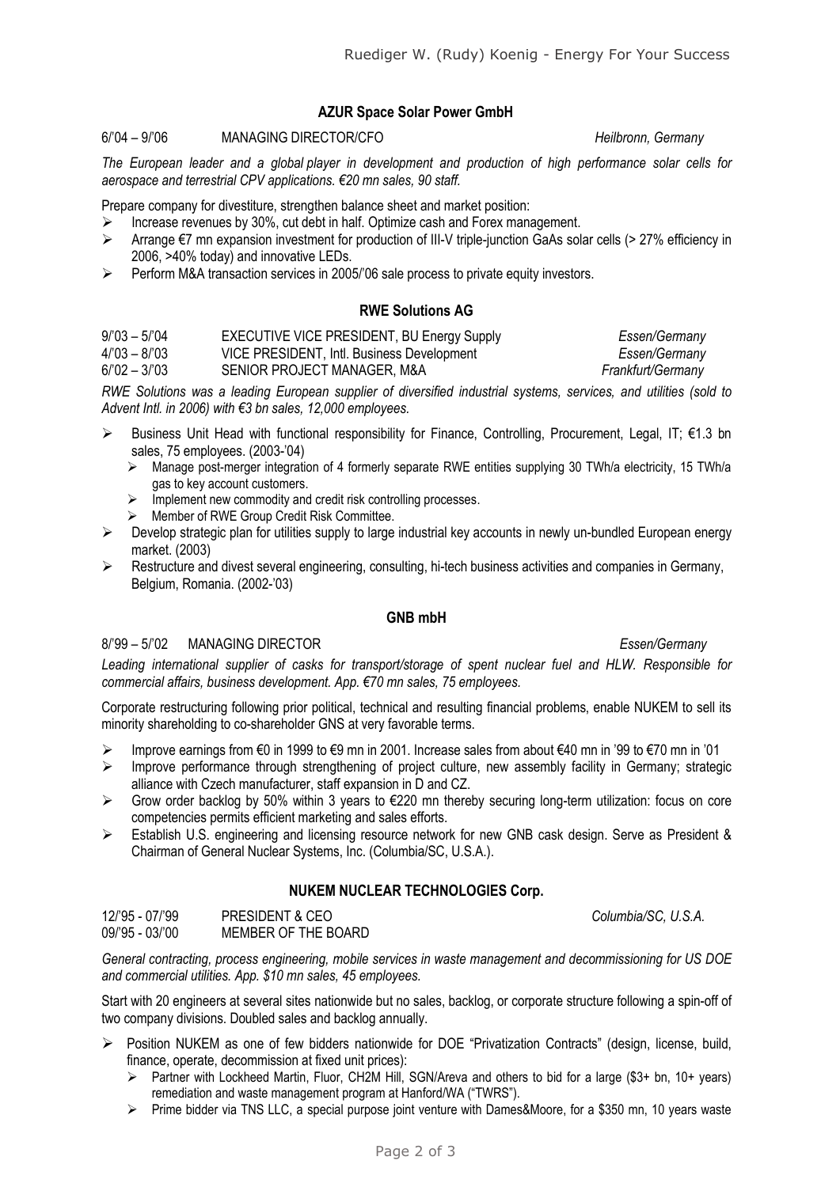## AZUR Space Solar Power GmbH

6/'04 – 9/'06 MANAGING DIRECTOR/CFO *Heilbronn, Germany*

*The European leader and a global player in development and production of high performance solar cells for aerospace and terrestrial CPV applications. €20 mn sales, 90 staff.*

Prepare company for divestiture, strengthen balance sheet and market position:

- Increase revenues by 30%, cut debt in half. Optimize cash and Forex management.
- Arrange €7 mn expansion investment for production of III-V triple-junction GaAs solar cells (> 27% efficiency in 2006, >40% today) and innovative LEDs.
- Perform M&A transaction services in 2005/'06 sale process to private equity investors.

## RWE Solutions AG

9/'03 – 5/'04 EXECUTIVE VICE PRESIDENT, BU Energy Supply *Essen/Germany*
4/'03 – 8/'03 VICE PRESIDENT, Intl. Business Development *Essen/Germany*
6/'02 – 3/'03 SENIOR PROJECT MANAGER, M&A *Frankfurt/Germany*

*RWE Solutions was a leading European supplier of diversified industrial systems, services, and utilities (sold to Advent Intl. in 2006) with €3 bn sales, 12,000 employees.*

- Business Unit Head with functional responsibility for Finance, Controlling, Procurement, Legal, IT; €1.3 bn sales, 75 employees. (2003-'04)
  - Manage post-merger integration of 4 formerly separate RWE entities supplying 30 TWh/a electricity, 15 TWh/a gas to key account customers.
  - Implement new commodity and credit risk controlling processes.
  - Member of RWE Group Credit Risk Committee.
- Develop strategic plan for utilities supply to large industrial key accounts in newly un-bundled European energy market. (2003)
- Restructure and divest several engineering, consulting, hi-tech business activities and companies in Germany, Belgium, Romania. (2002-'03)

## GNB mbH

8/'99 – 5/'02 MANAGING DIRECTOR *Essen/Germany*

*Leading international supplier of casks for transport/storage of spent nuclear fuel and HLW. Responsible for commercial affairs, business development. App. €70 mn sales, 75 employees.*

Corporate restructuring following prior political, technical and resulting financial problems, enable NUKEM to sell its minority shareholding to co-shareholder GNS at very favorable terms.

- Improve earnings from €0 in 1999 to €9 mn in 2001. Increase sales from about €40 mn in '99 to €70 mn in '01
- Improve performance through strengthening of project culture, new assembly facility in Germany; strategic alliance with Czech manufacturer, staff expansion in D and CZ.
- Grow order backlog by 50% within 3 years to €220 mn thereby securing long-term utilization: focus on core competencies permits efficient marketing and sales efforts.
- Establish U.S. engineering and licensing resource network for new GNB cask design. Serve as President & Chairman of General Nuclear Systems, Inc. (Columbia/SC, U.S.A.).

## NUKEM NUCLEAR TECHNOLOGIES Corp.

12/'95 - 07/'99 PRESIDENT & CEO *Columbia/SC, U.S.A.*
09/'95 - 03/'00 MEMBER OF THE BOARD

*General contracting, process engineering, mobile services in waste management and decommissioning for US DOE and commercial utilities. App. $10 mn sales, 45 employees.*

Start with 20 engineers at several sites nationwide but no sales, backlog, or corporate structure following a spin-off of two company divisions. Doubled sales and backlog annually.

- Position NUKEM as one of few bidders nationwide for DOE "Privatization Contracts" (design, license, build, finance, operate, decommission at fixed unit prices):
  - Partner with Lockheed Martin, Fluor, CH2M Hill, SGN/Areva and others to bid for a large ($3+ bn, 10+ years) remediation and waste management program at Hanford/WA ("TWRS").
  - Prime bidder via TNS LLC, a special purpose joint venture with Dames&Moore, for a $350 mn, 10 years waste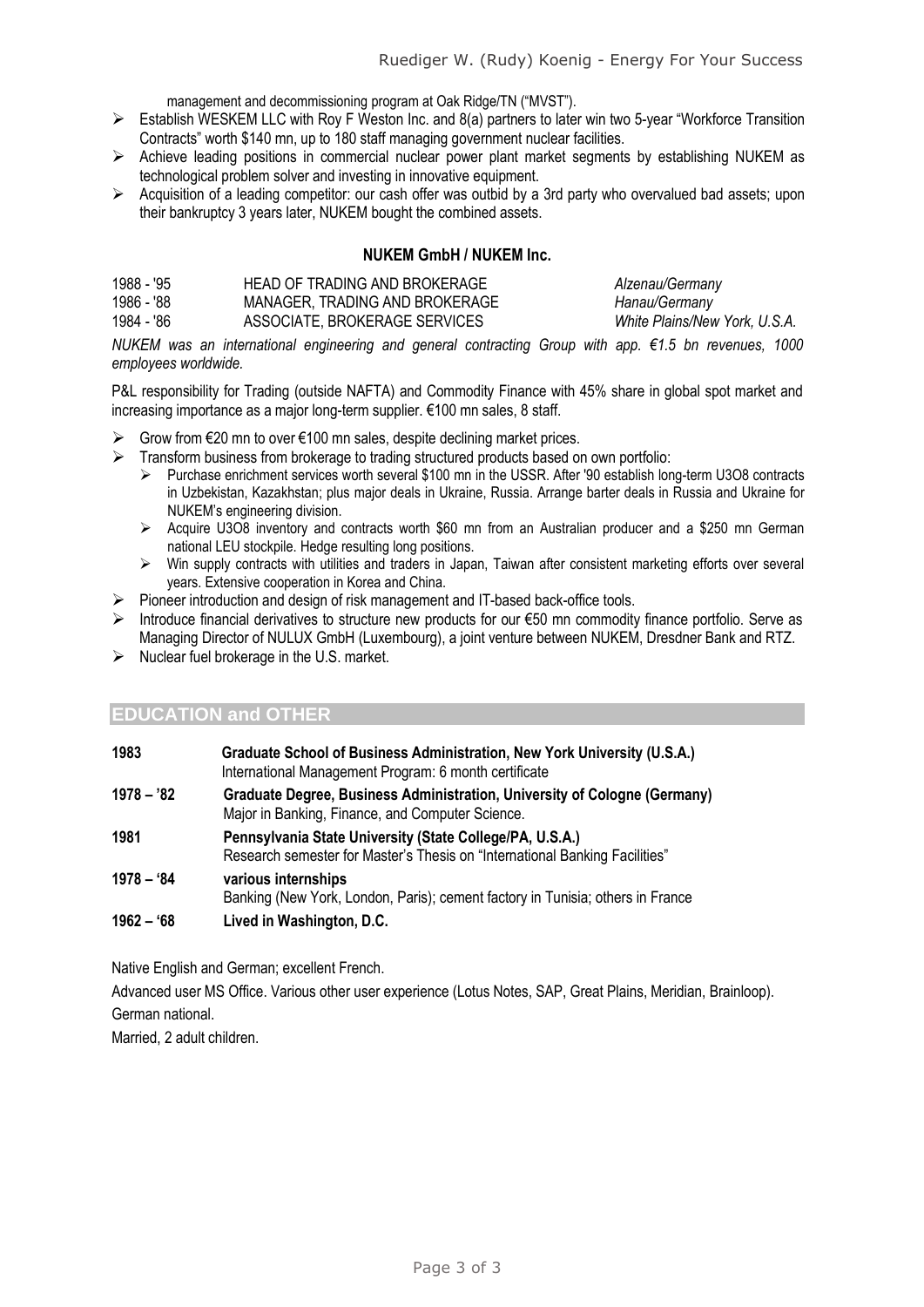management and decommissioning program at Oak Ridge/TN ("MVST").

- Establish WESKEM LLC with Roy F Weston Inc. and 8(a) partners to later win two 5-year "Workforce Transition Contracts" worth $140 mn, up to 180 staff managing government nuclear facilities.
- Achieve leading positions in commercial nuclear power plant market segments by establishing NUKEM as technological problem solver and investing in innovative equipment.
- Acquisition of a leading competitor: our cash offer was outbid by a 3rd party who overvalued bad assets; upon their bankruptcy 3 years later, NUKEM bought the combined assets.

**NUKEM GmbH / NUKEM Inc.**

| | | |
|---|---|---|
| 1988 - '95 | HEAD OF TRADING AND BROKERAGE | *Alzenau/Germany* |
| 1986 - '88 | MANAGER, TRADING AND BROKERAGE | *Hanau/Germany* |
| 1984 - '86 | ASSOCIATE, BROKERAGE SERVICES | *White Plains/New York, U.S.A.* |

*NUKEM was an international engineering and general contracting Group with app. €1.5 bn revenues, 1000 employees worldwide.*

P&L responsibility for Trading (outside NAFTA) and Commodity Finance with 45% share in global spot market and increasing importance as a major long-term supplier. €100 mn sales, 8 staff.

- Grow from €20 mn to over €100 mn sales, despite declining market prices.
- Transform business from brokerage to trading structured products based on own portfolio:
  - Purchase enrichment services worth several $100 mn in the USSR. After '90 establish long-term $U_3O_8$ contracts in Uzbekistan, Kazakhstan; plus major deals in Ukraine, Russia. Arrange barter deals in Russia and Ukraine for NUKEM's engineering division.
  - Acquire $U_3O_8$ inventory and contracts worth $60 mn from an Australian producer and a $250 mn German national LEU stockpile. Hedge resulting long positions.
  - Win supply contracts with utilities and traders in Japan, Taiwan after consistent marketing efforts over several years. Extensive cooperation in Korea and China.
- Pioneer introduction and design of risk management and IT-based back-office tools.
- Introduce financial derivatives to structure new products for our €50 mn commodity finance portfolio. Serve as Managing Director of NULUX GmbH (Luxembourg), a joint venture between NUKEM, Dresdner Bank and RTZ.
- Nuclear fuel brokerage in the U.S. market.

## EDUCATION and OTHER

**1983** — **Graduate School of Business Administration, New York University (U.S.A.)**
International Management Program: 6 month certificate

**1978 – '82** — **Graduate Degree, Business Administration, University of Cologne (Germany)**
Major in Banking, Finance, and Computer Science.

**1981** — **Pennsylvania State University (State College/PA, U.S.A.)**
Research semester for Master's Thesis on "International Banking Facilities"

**1978 – '84** — **various internships**
Banking (New York, London, Paris); cement factory in Tunisia; others in France

**1962 – '68** — **Lived in Washington, D.C.**

Native English and German; excellent French.

Advanced user MS Office. Various other user experience (Lotus Notes, SAP, Great Plains, Meridian, Brainloop).

German national.

Married, 2 adult children.